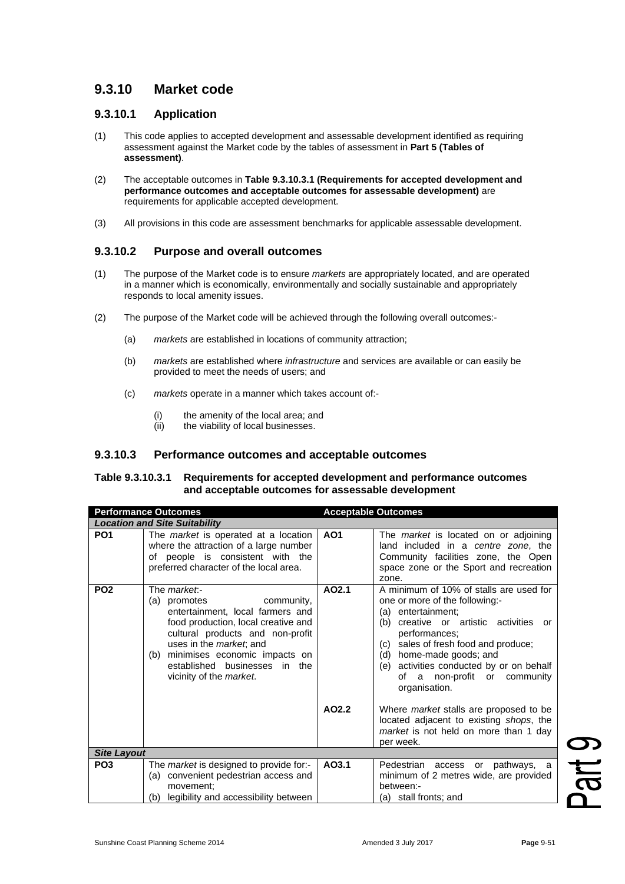## 9.3.10 Market code

### 9.3.10.1 Application

(1) This code applies to accepted development and assessable development identified as requiring assessment against the Market code by the tables of assessment in **Part 5 (Tables of assessment)**.

(2) The acceptable outcomes in **Table 9.3.10.3.1 (Requirements for accepted development and performance outcomes and acceptable outcomes for assessable development)** are requirements for applicable accepted development.

(3) All provisions in this code are assessment benchmarks for applicable assessable development.

### 9.3.10.2 Purpose and overall outcomes

(1) The purpose of the Market code is to ensure *markets* are appropriately located, and are operated in a manner which is economically, environmentally and socially sustainable and appropriately responds to local amenity issues.

(2) The purpose of the Market code will be achieved through the following overall outcomes:-

   (a) *markets* are established in locations of community attraction;

   (b) *markets* are established where *infrastructure* and services are available or can easily be provided to meet the needs of users; and

   (c) *markets* operate in a manner which takes account of:-

      (i) the amenity of the local area; and
      (ii) the viability of local businesses.

### 9.3.10.3 Performance outcomes and acceptable outcomes

**Table 9.3.10.3.1 Requirements for accepted development and performance outcomes and acceptable outcomes for assessable development**

| Performance Outcomes | | Acceptable Outcomes | |
|---|---|---|---|
| ***Location and Site Suitability*** | | | |
| **PO1** | The *market* is operated at a location where the attraction of a large number of people is consistent with the preferred character of the local area. | **AO1** | The *market* is located on or adjoining land included in a *centre zone*, the Community facilities zone, the Open space zone or the Sport and recreation zone. |
| **PO2** | The *market*:-<br>(a) promotes community, entertainment, local farmers and food production, local creative and cultural products and non-profit uses in the *market*; and<br>(b) minimises economic impacts on established businesses in the vicinity of the *market*. | **AO2.1** | A minimum of 10% of stalls are used for one or more of the following:-<br>(a) entertainment;<br>(b) creative or artistic activities or performances;<br>(c) sales of fresh food and produce;<br>(d) home-made goods; and<br>(e) activities conducted by or on behalf of a non-profit or community organisation. |
| | | **AO2.2** | Where *market* stalls are proposed to be located adjacent to existing *shops*, the *market* is not held on more than 1 day per week. |
| ***Site Layout*** | | | |
| **PO3** | The *market* is designed to provide for:-<br>(a) convenient pedestrian access and movement;<br>(b) legibility and accessibility between | **AO3.1** | Pedestrian access or pathways, a minimum of 2 metres wide, are provided between:-<br>(a) stall fronts; and |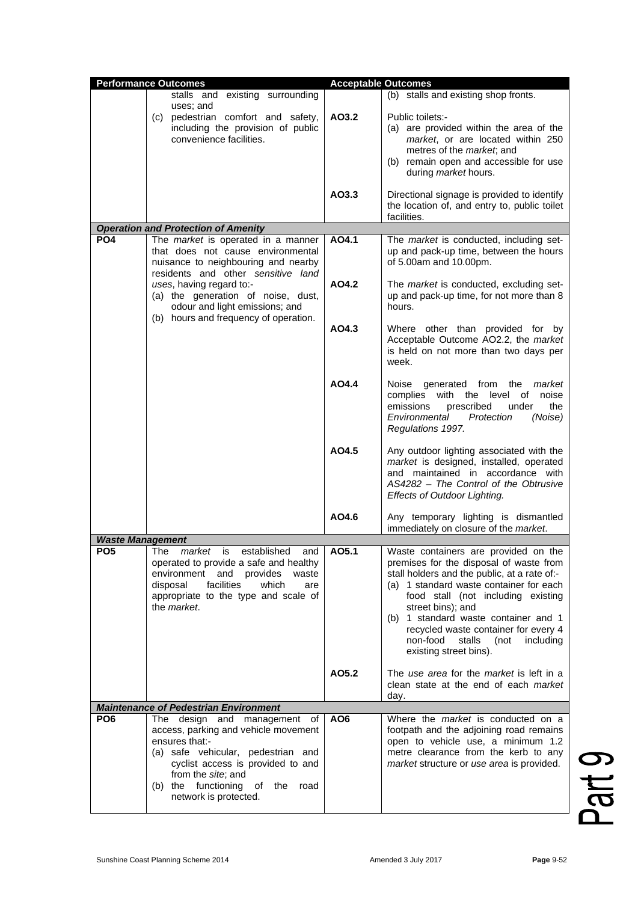| Performance Outcomes | | Acceptable Outcomes | |
|---|---|---|---|
| | stalls and existing surrounding uses; and<br>(c) pedestrian comfort and safety, including the provision of public convenience facilities. | | (b) stalls and existing shop fronts. |
| | | AO3.2 | Public toilets:-<br>(a) are provided within the area of the *market*, or are located within 250 metres of the *market*; and<br>(b) remain open and accessible for use during *market* hours. |
| | | AO3.3 | Directional signage is provided to identify the location of, and entry to, public toilet facilities. |
| ***Operation and Protection of Amenity*** | | | |
| **PO4** | The *market* is operated in a manner that does not cause environmental nuisance to neighbouring and nearby residents and other *sensitive land uses*, having regard to:-<br>(a) the generation of noise, dust, odour and light emissions; and<br>(b) hours and frequency of operation. | **AO4.1** | The *market* is conducted, including set-up and pack-up time, between the hours of 5.00am and 10.00pm. |
| | | **AO4.2** | The *market* is conducted, excluding set-up and pack-up time, for not more than 8 hours. |
| | | **AO4.3** | Where other than provided for by Acceptable Outcome AO2.2, the *market* is held on not more than two days per week. |
| | | **AO4.4** | Noise generated from the *market* complies with the level of noise emissions prescribed under the *Environmental Protection (Noise) Regulations 1997.* |
| | | **AO4.5** | Any outdoor lighting associated with the *market* is designed, installed, operated and maintained in accordance with *AS4282 – The Control of the Obtrusive Effects of Outdoor Lighting.* |
| | | **AO4.6** | Any temporary lighting is dismantled immediately on closure of the *market*. |
| ***Waste Management*** | | | |
| **PO5** | The *market* is established and operated to provide a safe and healthy environment and provides waste disposal facilities which are appropriate to the type and scale of the *market*. | **AO5.1** | Waste containers are provided on the premises for the disposal of waste from stall holders and the public, at a rate of:-<br>(a) 1 standard waste container for each food stall (not including existing street bins); and<br>(b) 1 standard waste container and 1 recycled waste container for every 4 non-food stalls (not including existing street bins). |
| | | **AO5.2** | The *use area* for the *market* is left in a clean state at the end of each *market* day. |
| ***Maintenance of Pedestrian Environment*** | | | |
| **PO6** | The design and management of access, parking and vehicle movement ensures that:-<br>(a) safe vehicular, pedestrian and cyclist access is provided to and from the *site*; and<br>(b) the functioning of the road network is protected. | **AO6** | Where the *market* is conducted on a footpath and the adjoining road remains open to vehicle use, a minimum 1.2 metre clearance from the kerb to any *market* structure or *use area* is provided. |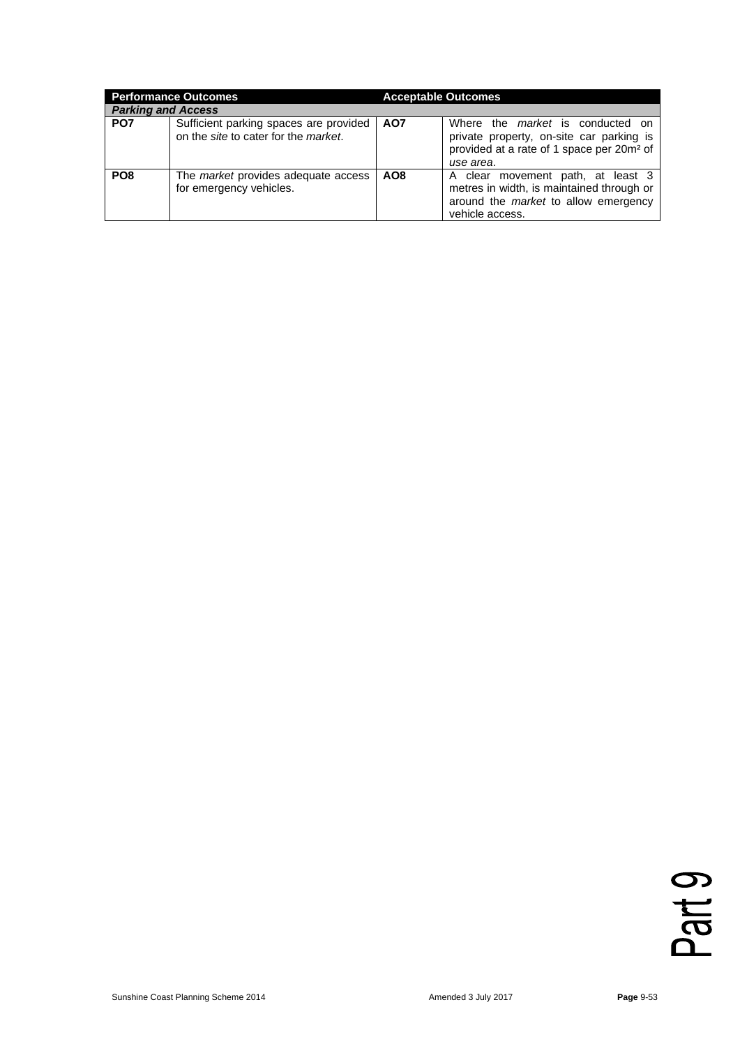| Performance Outcomes | | Acceptable Outcomes | |
|---|---|---|---|
| ***Parking and Access*** | | | |
| **PO7** | Sufficient parking spaces are provided on the *site* to cater for the *market*. | **AO7** | Where the *market* is conducted on private property, on-site car parking is provided at a rate of 1 space per 20m² of *use area*. |
| **PO8** | The *market* provides adequate access for emergency vehicles. | **AO8** | A clear movement path, at least 3 metres in width, is maintained through or around the *market* to allow emergency vehicle access. |